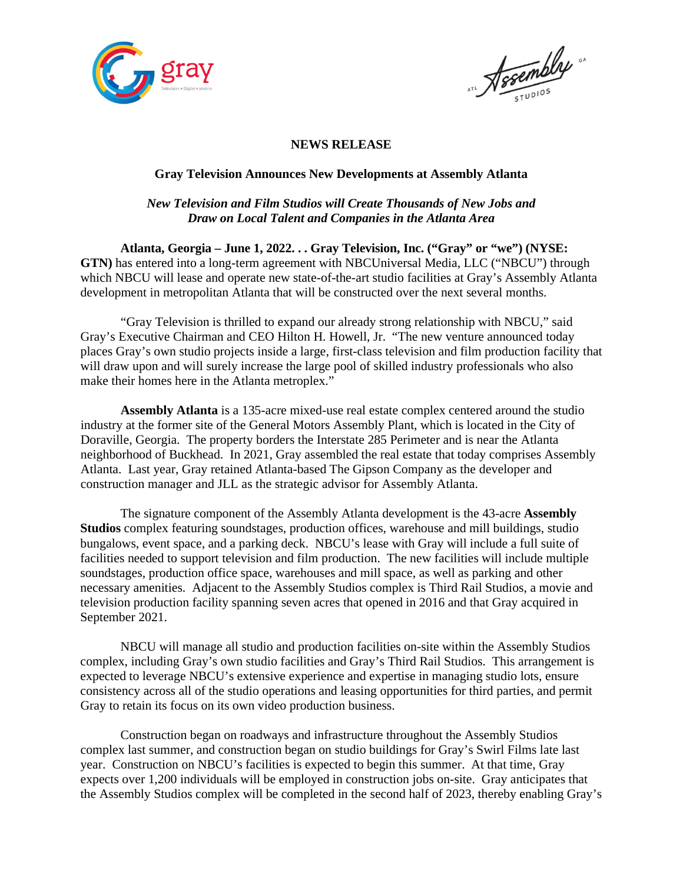**NEWS RELEASE**

**Gray Television Announces New Developments at Assembly Atlanta**

***New Television and Film Studios will Create Thousands of New Jobs and Draw on Local Talent and Companies in the Atlanta Area***

**Atlanta, Georgia – June 1, 2022. . . Gray Television, Inc. ("Gray" or "we") (NYSE: GTN)** has entered into a long-term agreement with NBCUniversal Media, LLC ("NBCU") through which NBCU will lease and operate new state-of-the-art studio facilities at Gray's Assembly Atlanta development in metropolitan Atlanta that will be constructed over the next several months.

"Gray Television is thrilled to expand our already strong relationship with NBCU," said Gray's Executive Chairman and CEO Hilton H. Howell, Jr. "The new venture announced today places Gray's own studio projects inside a large, first-class television and film production facility that will draw upon and will surely increase the large pool of skilled industry professionals who also make their homes here in the Atlanta metroplex."

**Assembly Atlanta** is a 135-acre mixed-use real estate complex centered around the studio industry at the former site of the General Motors Assembly Plant, which is located in the City of Doraville, Georgia. The property borders the Interstate 285 Perimeter and is near the Atlanta neighborhood of Buckhead. In 2021, Gray assembled the real estate that today comprises Assembly Atlanta. Last year, Gray retained Atlanta-based The Gipson Company as the developer and construction manager and JLL as the strategic advisor for Assembly Atlanta.

The signature component of the Assembly Atlanta development is the 43-acre **Assembly Studios** complex featuring soundstages, production offices, warehouse and mill buildings, studio bungalows, event space, and a parking deck. NBCU's lease with Gray will include a full suite of facilities needed to support television and film production. The new facilities will include multiple soundstages, production office space, warehouses and mill space, as well as parking and other necessary amenities. Adjacent to the Assembly Studios complex is Third Rail Studios, a movie and television production facility spanning seven acres that opened in 2016 and that Gray acquired in September 2021.

NBCU will manage all studio and production facilities on-site within the Assembly Studios complex, including Gray's own studio facilities and Gray's Third Rail Studios. This arrangement is expected to leverage NBCU's extensive experience and expertise in managing studio lots, ensure consistency across all of the studio operations and leasing opportunities for third parties, and permit Gray to retain its focus on its own video production business.

Construction began on roadways and infrastructure throughout the Assembly Studios complex last summer, and construction began on studio buildings for Gray's Swirl Films late last year. Construction on NBCU's facilities is expected to begin this summer. At that time, Gray expects over 1,200 individuals will be employed in construction jobs on-site. Gray anticipates that the Assembly Studios complex will be completed in the second half of 2023, thereby enabling Gray's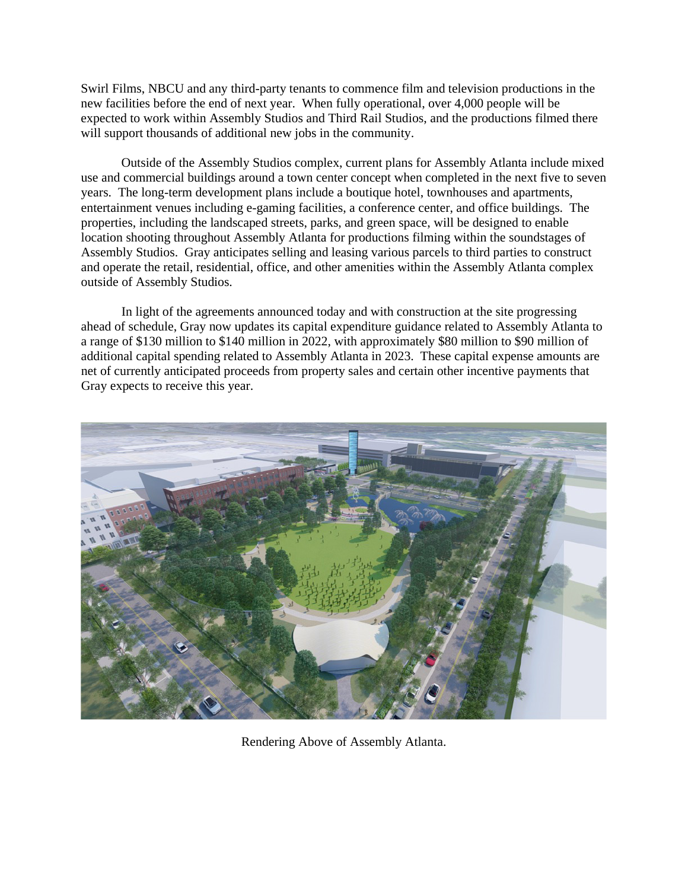Swirl Films, NBCU and any third-party tenants to commence film and television productions in the new facilities before the end of next year. When fully operational, over 4,000 people will be expected to work within Assembly Studios and Third Rail Studios, and the productions filmed there will support thousands of additional new jobs in the community.

Outside of the Assembly Studios complex, current plans for Assembly Atlanta include mixed use and commercial buildings around a town center concept when completed in the next five to seven years. The long-term development plans include a boutique hotel, townhouses and apartments, entertainment venues including e-gaming facilities, a conference center, and office buildings. The properties, including the landscaped streets, parks, and green space, will be designed to enable location shooting throughout Assembly Atlanta for productions filming within the soundstages of Assembly Studios. Gray anticipates selling and leasing various parcels to third parties to construct and operate the retail, residential, office, and other amenities within the Assembly Atlanta complex outside of Assembly Studios.

In light of the agreements announced today and with construction at the site progressing ahead of schedule, Gray now updates its capital expenditure guidance related to Assembly Atlanta to a range of $130 million to $140 million in 2022, with approximately $80 million to $90 million of additional capital spending related to Assembly Atlanta in 2023. These capital expense amounts are net of currently anticipated proceeds from property sales and certain other incentive payments that Gray expects to receive this year.

Rendering Above of Assembly Atlanta.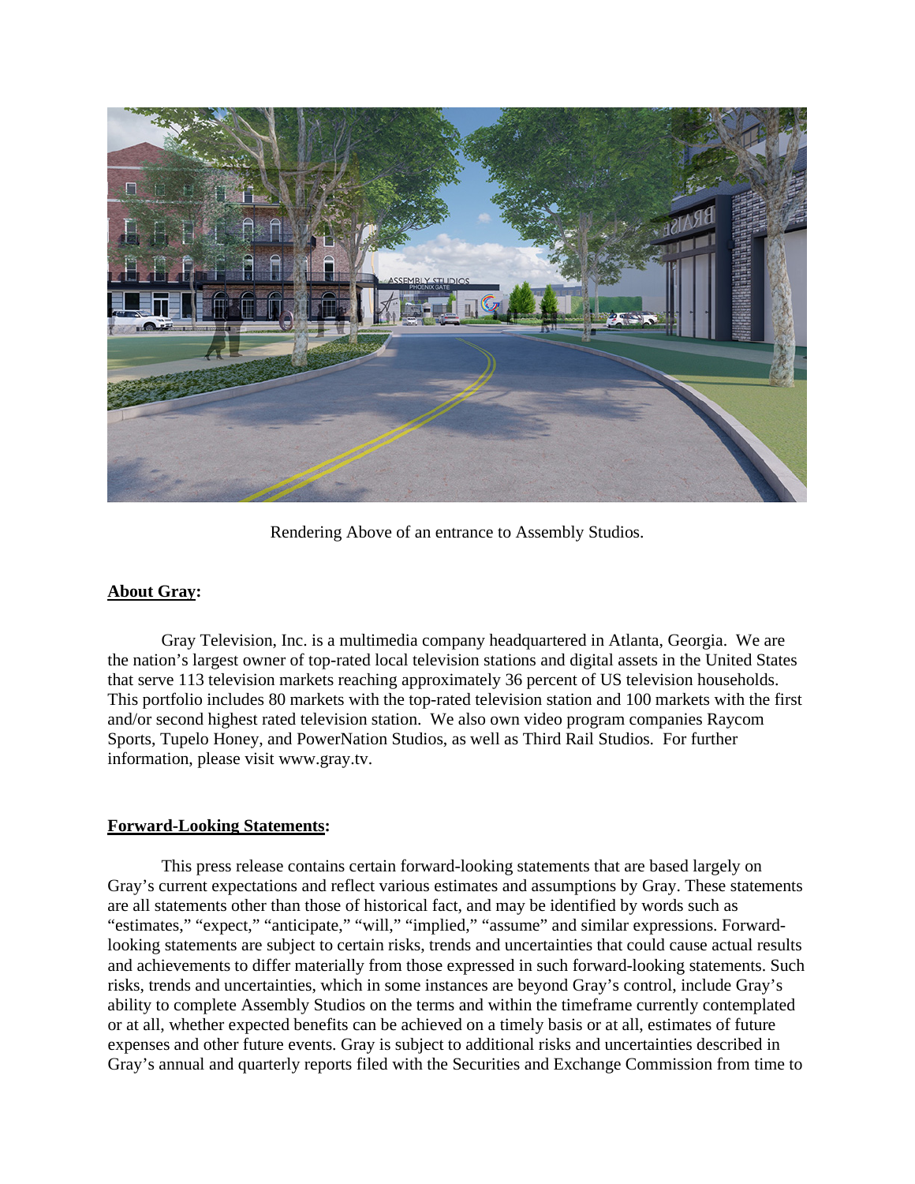Rendering Above of an entrance to Assembly Studios.

**About Gray:**

Gray Television, Inc. is a multimedia company headquartered in Atlanta, Georgia. We are the nation's largest owner of top-rated local television stations and digital assets in the United States that serve 113 television markets reaching approximately 36 percent of US television households. This portfolio includes 80 markets with the top-rated television station and 100 markets with the first and/or second highest rated television station. We also own video program companies Raycom Sports, Tupelo Honey, and PowerNation Studios, as well as Third Rail Studios. For further information, please visit www.gray.tv.

**Forward-Looking Statements:**

This press release contains certain forward-looking statements that are based largely on Gray's current expectations and reflect various estimates and assumptions by Gray. These statements are all statements other than those of historical fact, and may be identified by words such as "estimates," "expect," "anticipate," "will," "implied," "assume" and similar expressions. Forward-looking statements are subject to certain risks, trends and uncertainties that could cause actual results and achievements to differ materially from those expressed in such forward-looking statements. Such risks, trends and uncertainties, which in some instances are beyond Gray's control, include Gray's ability to complete Assembly Studios on the terms and within the timeframe currently contemplated or at all, whether expected benefits can be achieved on a timely basis or at all, estimates of future expenses and other future events. Gray is subject to additional risks and uncertainties described in Gray's annual and quarterly reports filed with the Securities and Exchange Commission from time to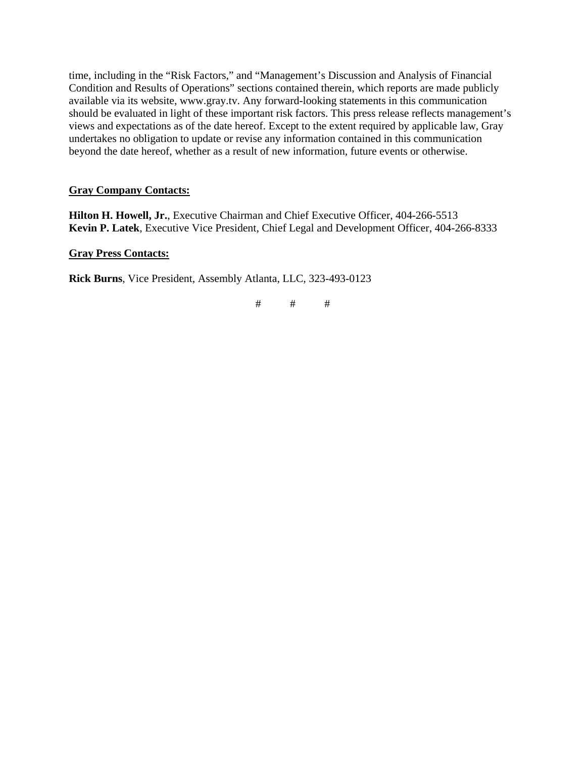time, including in the "Risk Factors," and "Management's Discussion and Analysis of Financial Condition and Results of Operations" sections contained therein, which reports are made publicly available via its website, www.gray.tv. Any forward-looking statements in this communication should be evaluated in light of these important risk factors. This press release reflects management's views and expectations as of the date hereof. Except to the extent required by applicable law, Gray undertakes no obligation to update or revise any information contained in this communication beyond the date hereof, whether as a result of new information, future events or otherwise.

**Gray Company Contacts:**

**Hilton H. Howell, Jr.**, Executive Chairman and Chief Executive Officer, 404-266-5513
**Kevin P. Latek**, Executive Vice President, Chief Legal and Development Officer, 404-266-8333

**Gray Press Contacts:**

**Rick Burns**, Vice President, Assembly Atlanta, LLC, 323-493-0123

# # #